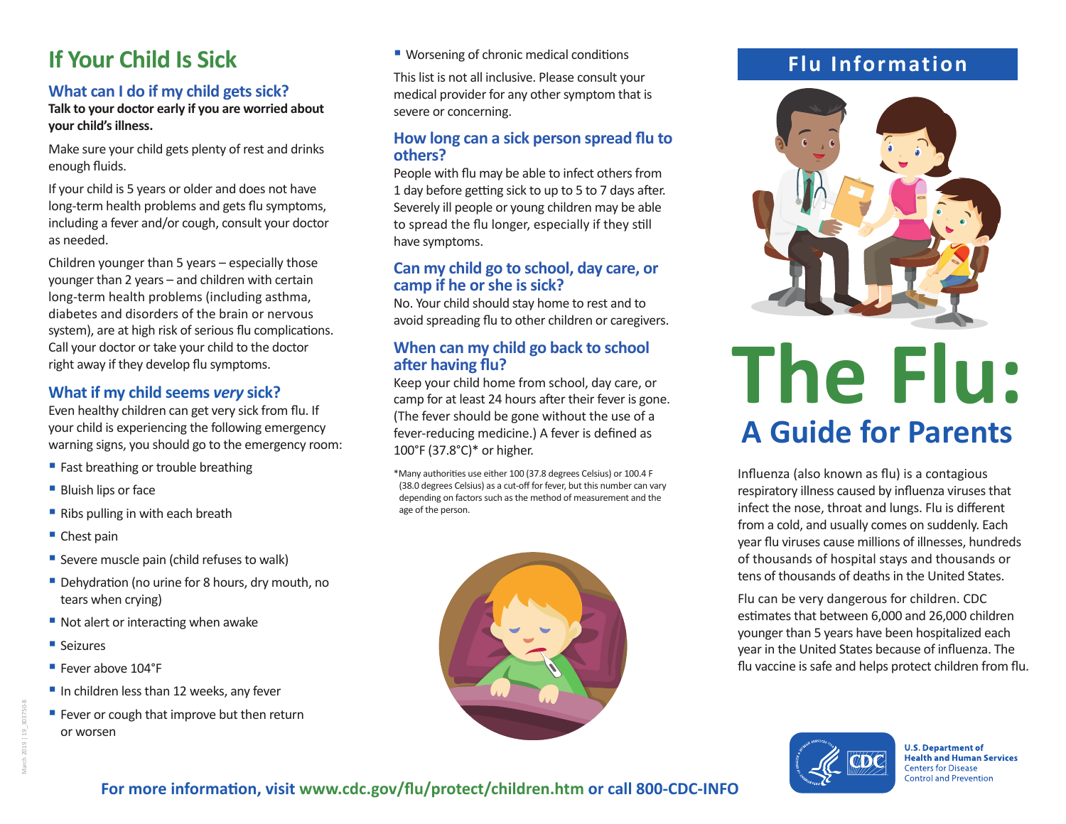# If Your Child Is Sick

## What can I do if my child gets sick?

**Talk to your doctor early if you are worried about your child's illness.**

Make sure your child gets plenty of rest and drinks enough fluids.

If your child is 5 years or older and does not have long-term health problems and gets flu symptoms, including a fever and/or cough, consult your doctor as needed.

Children younger than 5 years – especially those younger than 2 years – and children with certain long-term health problems (including asthma, diabetes and disorders of the brain or nervous system), are at high risk of serious flu complications. Call your doctor or take your child to the doctor right away if they develop flu symptoms.

## What if my child seems *very* sick?

Even healthy children can get very sick from flu. If your child is experiencing the following emergency warning signs, you should go to the emergency room:

- Fast breathing or trouble breathing
- Bluish lips or face
- Ribs pulling in with each breath
- Chest pain
- Severe muscle pain (child refuses to walk)
- Dehydration (no urine for 8 hours, dry mouth, no tears when crying)
- Not alert or interacting when awake
- Seizures
- Fever above 104°F
- In children less than 12 weeks, any fever
- Fever or cough that improve but then return or worsen
- Worsening of chronic medical conditions

This list is not all inclusive. Please consult your medical provider for any other symptom that is severe or concerning.

## How long can a sick person spread flu to others?

People with flu may be able to infect others from 1 day before getting sick to up to 5 to 7 days after. Severely ill people or young children may be able to spread the flu longer, especially if they still have symptoms.

## Can my child go to school, day care, or camp if he or she is sick?

No. Your child should stay home to rest and to avoid spreading flu to other children or caregivers.

## When can my child go back to school after having flu?

Keep your child home from school, day care, or camp for at least 24 hours after their fever is gone. (The fever should be gone without the use of a fever-reducing medicine.) A fever is defined as 100°F (37.8°C)* or higher.

*Many authorities use either 100 (37.8 degrees Celsius) or 100.4 F (38.0 degrees Celsius) as a cut-off for fever, but this number can vary depending on factors such as the method of measurement and the age of the person.

**For more information, visit www.cdc.gov/flu/protect/children.htm or call 800-CDC-INFO**

## Flu Information

# The Flu:
## A Guide for Parents

Influenza (also known as flu) is a contagious respiratory illness caused by influenza viruses that infect the nose, throat and lungs. Flu is different from a cold, and usually comes on suddenly. Each year flu viruses cause millions of illnesses, hundreds of thousands of hospital stays and thousands or tens of thousands of deaths in the United States.

Flu can be very dangerous for children. CDC estimates that between 6,000 and 26,000 children younger than 5 years have been hospitalized each year in the United States because of influenza. The flu vaccine is safe and helps protect children from flu.

**U.S. Department of Health and Human Services**
Centers for Disease Control and Prevention

March 2019 | 19_303750-B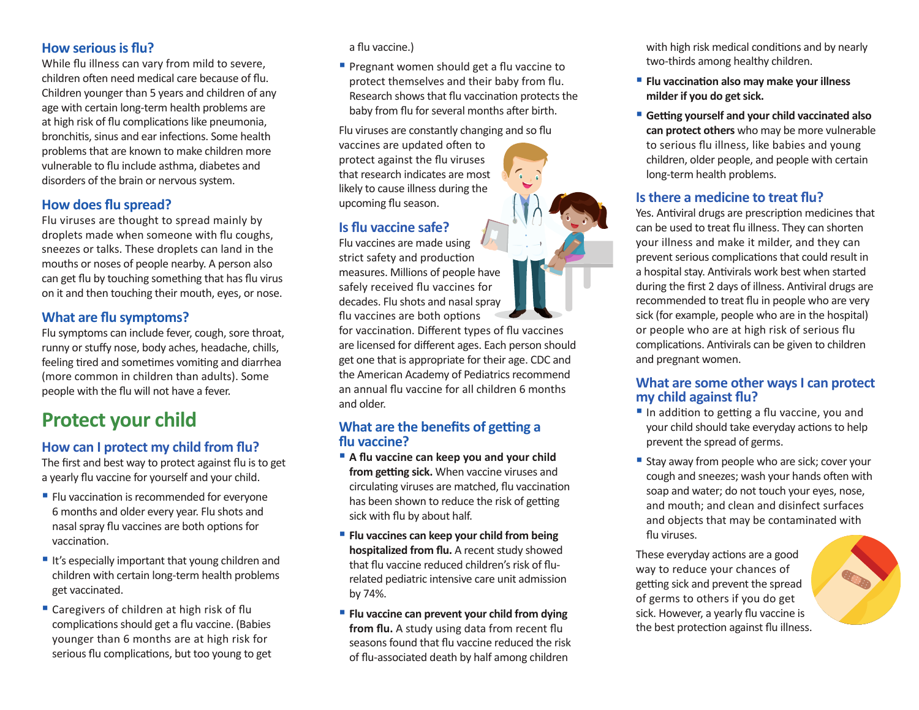## How serious is flu?

While flu illness can vary from mild to severe, children often need medical care because of flu. Children younger than 5 years and children of any age with certain long-term health problems are at high risk of flu complications like pneumonia, bronchitis, sinus and ear infections. Some health problems that are known to make children more vulnerable to flu include asthma, diabetes and disorders of the brain or nervous system.

## How does flu spread?

Flu viruses are thought to spread mainly by droplets made when someone with flu coughs, sneezes or talks. These droplets can land in the mouths or noses of people nearby. A person also can get flu by touching something that has flu virus on it and then touching their mouth, eyes, or nose.

## What are flu symptoms?

Flu symptoms can include fever, cough, sore throat, runny or stuffy nose, body aches, headache, chills, feeling tired and sometimes vomiting and diarrhea (more common in children than adults). Some people with the flu will not have a fever.

# Protect your child

## How can I protect my child from flu?

The first and best way to protect against flu is to get a yearly flu vaccine for yourself and your child.

- Flu vaccination is recommended for everyone 6 months and older every year. Flu shots and nasal spray flu vaccines are both options for vaccination.
- It's especially important that young children and children with certain long-term health problems get vaccinated.
- Caregivers of children at high risk of flu complications should get a flu vaccine. (Babies younger than 6 months are at high risk for serious flu complications, but too young to get a flu vaccine.)
- Pregnant women should get a flu vaccine to protect themselves and their baby from flu. Research shows that flu vaccination protects the baby from flu for several months after birth.

Flu viruses are constantly changing and so flu vaccines are updated often to protect against the flu viruses that research indicates are most likely to cause illness during the upcoming flu season.

## Is flu vaccine safe?

Flu vaccines are made using strict safety and production measures. Millions of people have safely received flu vaccines for decades. Flu shots and nasal spray flu vaccines are both options for vaccination. Different types of flu vaccines are licensed for different ages. Each person should get one that is appropriate for their age. CDC and the American Academy of Pediatrics recommend an annual flu vaccine for all children 6 months and older.

## What are the benefits of getting a flu vaccine?

- **A flu vaccine can keep you and your child from getting sick.** When vaccine viruses and circulating viruses are matched, flu vaccination has been shown to reduce the risk of getting sick with flu by about half.
- **Flu vaccines can keep your child from being hospitalized from flu.** A recent study showed that flu vaccine reduced children's risk of flu-related pediatric intensive care unit admission by 74%.
- **Flu vaccine can prevent your child from dying from flu.** A study using data from recent flu seasons found that flu vaccine reduced the risk of flu-associated death by half among children with high risk medical conditions and by nearly two-thirds among healthy children.
- **Flu vaccination also may make your illness milder if you do get sick.**
- **Getting yourself and your child vaccinated also can protect others** who may be more vulnerable to serious flu illness, like babies and young children, older people, and people with certain long-term health problems.

## Is there a medicine to treat flu?

Yes. Antiviral drugs are prescription medicines that can be used to treat flu illness. They can shorten your illness and make it milder, and they can prevent serious complications that could result in a hospital stay. Antivirals work best when started during the first 2 days of illness. Antiviral drugs are recommended to treat flu in people who are very sick (for example, people who are in the hospital) or people who are at high risk of serious flu complications. Antivirals can be given to children and pregnant women.

## What are some other ways I can protect my child against flu?

- In addition to getting a flu vaccine, you and your child should take everyday actions to help prevent the spread of germs.
- Stay away from people who are sick; cover your cough and sneezes; wash your hands often with soap and water; do not touch your eyes, nose, and mouth; and clean and disinfect surfaces and objects that may be contaminated with flu viruses.

These everyday actions are a good way to reduce your chances of getting sick and prevent the spread of germs to others if you do get sick. However, a yearly flu vaccine is the best protection against flu illness.